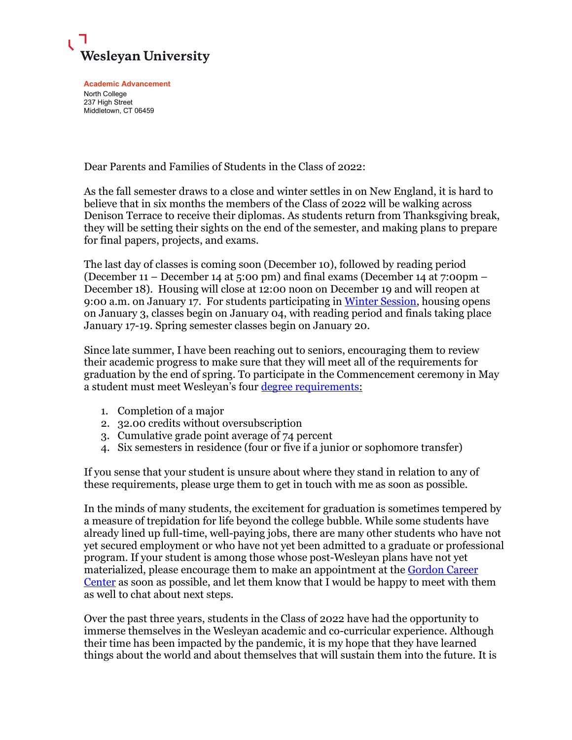**Wesleyan University**

**Academic Advancement**
North College
237 High Street
Middletown, CT 06459

Dear Parents and Families of Students in the Class of 2022:

As the fall semester draws to a close and winter settles in on New England, it is hard to believe that in six months the members of the Class of 2022 will be walking across Denison Terrace to receive their diplomas. As students return from Thanksgiving break, they will be setting their sights on the end of the semester, and making plans to prepare for final papers, projects, and exams.

The last day of classes is coming soon (December 10), followed by reading period (December 11 – December 14 at 5:00 pm) and final exams (December 14 at 7:00pm – December 18). Housing will close at 12:00 noon on December 19 and will reopen at 9:00 a.m. on January 17. For students participating in [Winter Session](), housing opens on January 3, classes begin on January 04, with reading period and finals taking place January 17-19. Spring semester classes begin on January 20.

Since late summer, I have been reaching out to seniors, encouraging them to review their academic progress to make sure that they will meet all of the requirements for graduation by the end of spring. To participate in the Commencement ceremony in May a student must meet Wesleyan's four [degree requirements:]()

1. Completion of a major
2. 32.00 credits without oversubscription
3. Cumulative grade point average of 74 percent
4. Six semesters in residence (four or five if a junior or sophomore transfer)

If you sense that your student is unsure about where they stand in relation to any of these requirements, please urge them to get in touch with me as soon as possible.

In the minds of many students, the excitement for graduation is sometimes tempered by a measure of trepidation for life beyond the college bubble. While some students have already lined up full-time, well-paying jobs, there are many other students who have not yet secured employment or who have not yet been admitted to a graduate or professional program. If your student is among those whose post-Wesleyan plans have not yet materialized, please encourage them to make an appointment at the [Gordon Career Center]() as soon as possible, and let them know that I would be happy to meet with them as well to chat about next steps.

Over the past three years, students in the Class of 2022 have had the opportunity to immerse themselves in the Wesleyan academic and co-curricular experience. Although their time has been impacted by the pandemic, it is my hope that they have learned things about the world and about themselves that will sustain them into the future. It is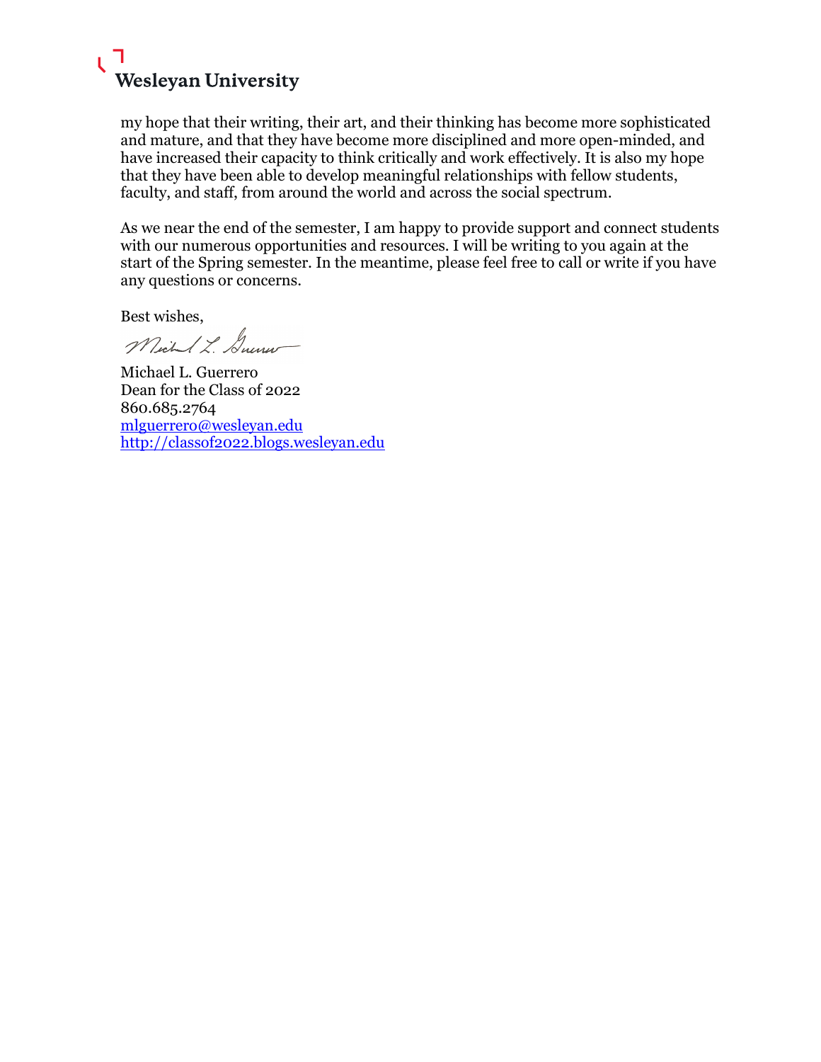my hope that their writing, their art, and their thinking has become more sophisticated and mature, and that they have become more disciplined and more open-minded, and have increased their capacity to think critically and work effectively. It is also my hope that they have been able to develop meaningful relationships with fellow students, faculty, and staff, from around the world and across the social spectrum.

As we near the end of the semester, I am happy to provide support and connect students with our numerous opportunities and resources. I will be writing to you again at the start of the Spring semester. In the meantime, please feel free to call or write if you have any questions or concerns.

Best wishes,

Michael L. Guerrero
Dean for the Class of 2022
860.685.2764
mlguerrero@wesleyan.edu
http://classof2022.blogs.wesleyan.edu